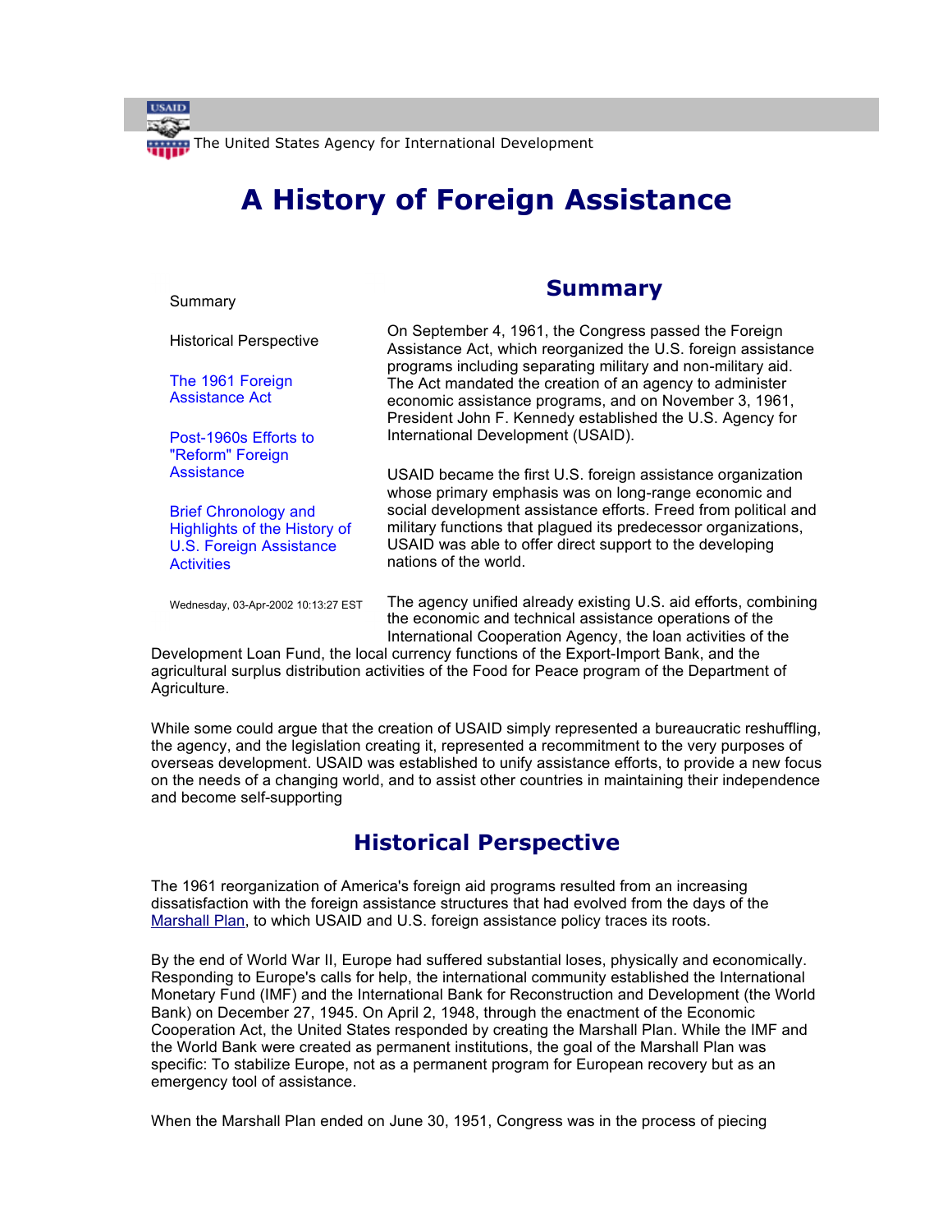The United States Agency for International Development

# A History of Foreign Assistance

- Summary
- Historical Perspective
- The 1961 Foreign Assistance Act
- Post-1960s Efforts to "Reform" Foreign Assistance
- Brief Chronology and Highlights of the History of U.S. Foreign Assistance Activities

Wednesday, 03-Apr-2002 10:13:27 EST

## Summary

On September 4, 1961, the Congress passed the Foreign Assistance Act, which reorganized the U.S. foreign assistance programs including separating military and non-military aid. The Act mandated the creation of an agency to administer economic assistance programs, and on November 3, 1961, President John F. Kennedy established the U.S. Agency for International Development (USAID).

USAID became the first U.S. foreign assistance organization whose primary emphasis was on long-range economic and social development assistance efforts. Freed from political and military functions that plagued its predecessor organizations, USAID was able to offer direct support to the developing nations of the world.

The agency unified already existing U.S. aid efforts, combining the economic and technical assistance operations of the International Cooperation Agency, the loan activities of the Development Loan Fund, the local currency functions of the Export-Import Bank, and the agricultural surplus distribution activities of the Food for Peace program of the Department of Agriculture.

While some could argue that the creation of USAID simply represented a bureaucratic reshuffling, the agency, and the legislation creating it, represented a recommitment to the very purposes of overseas development. USAID was established to unify assistance efforts, to provide a new focus on the needs of a changing world, and to assist other countries in maintaining their independence and become self-supporting

## Historical Perspective

The 1961 reorganization of America's foreign aid programs resulted from an increasing dissatisfaction with the foreign assistance structures that had evolved from the days of the Marshall Plan, to which USAID and U.S. foreign assistance policy traces its roots.

By the end of World War II, Europe had suffered substantial loses, physically and economically. Responding to Europe's calls for help, the international community established the International Monetary Fund (IMF) and the International Bank for Reconstruction and Development (the World Bank) on December 27, 1945. On April 2, 1948, through the enactment of the Economic Cooperation Act, the United States responded by creating the Marshall Plan. While the IMF and the World Bank were created as permanent institutions, the goal of the Marshall Plan was specific: To stabilize Europe, not as a permanent program for European recovery but as an emergency tool of assistance.

When the Marshall Plan ended on June 30, 1951, Congress was in the process of piecing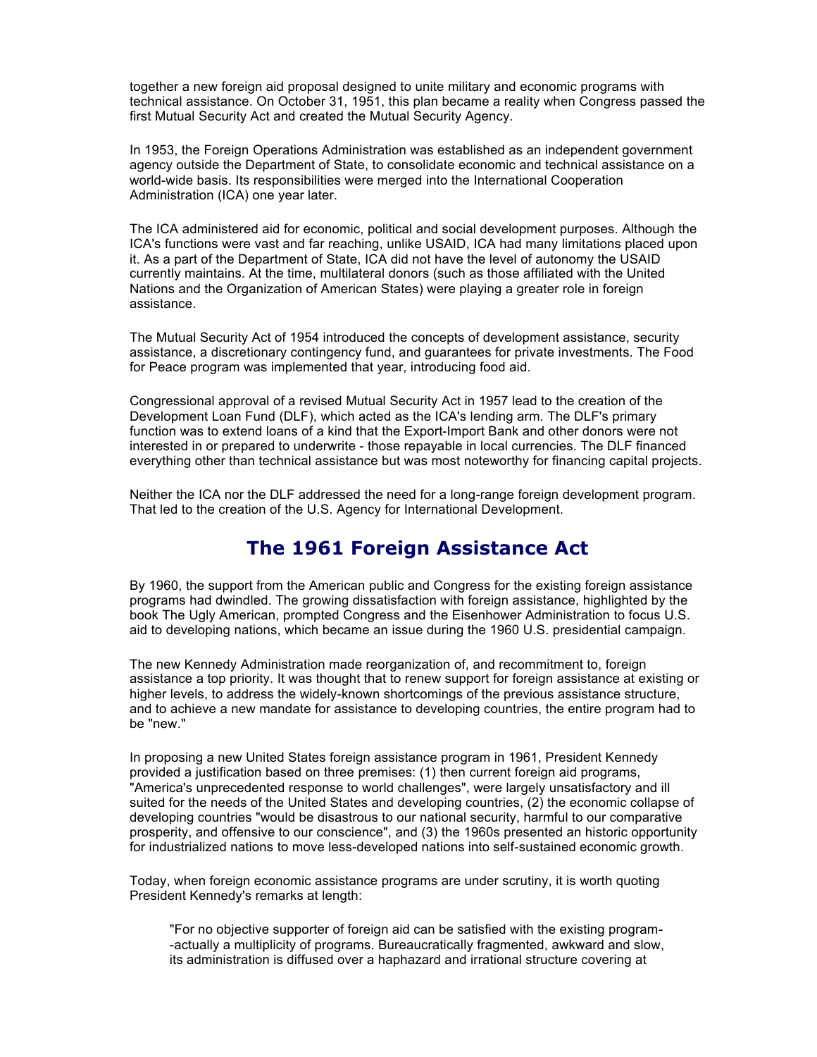together a new foreign aid proposal designed to unite military and economic programs with technical assistance. On October 31, 1951, this plan became a reality when Congress passed the first Mutual Security Act and created the Mutual Security Agency.

In 1953, the Foreign Operations Administration was established as an independent government agency outside the Department of State, to consolidate economic and technical assistance on a world-wide basis. Its responsibilities were merged into the International Cooperation Administration (ICA) one year later.

The ICA administered aid for economic, political and social development purposes. Although the ICA's functions were vast and far reaching, unlike USAID, ICA had many limitations placed upon it. As a part of the Department of State, ICA did not have the level of autonomy the USAID currently maintains. At the time, multilateral donors (such as those affiliated with the United Nations and the Organization of American States) were playing a greater role in foreign assistance.

The Mutual Security Act of 1954 introduced the concepts of development assistance, security assistance, a discretionary contingency fund, and guarantees for private investments. The Food for Peace program was implemented that year, introducing food aid.

Congressional approval of a revised Mutual Security Act in 1957 lead to the creation of the Development Loan Fund (DLF), which acted as the ICA's lending arm. The DLF's primary function was to extend loans of a kind that the Export-Import Bank and other donors were not interested in or prepared to underwrite - those repayable in local currencies. The DLF financed everything other than technical assistance but was most noteworthy for financing capital projects.

Neither the ICA nor the DLF addressed the need for a long-range foreign development program. That led to the creation of the U.S. Agency for International Development.

## The 1961 Foreign Assistance Act

By 1960, the support from the American public and Congress for the existing foreign assistance programs had dwindled. The growing dissatisfaction with foreign assistance, highlighted by the book The Ugly American, prompted Congress and the Eisenhower Administration to focus U.S. aid to developing nations, which became an issue during the 1960 U.S. presidential campaign.

The new Kennedy Administration made reorganization of, and recommitment to, foreign assistance a top priority. It was thought that to renew support for foreign assistance at existing or higher levels, to address the widely-known shortcomings of the previous assistance structure, and to achieve a new mandate for assistance to developing countries, the entire program had to be "new."

In proposing a new United States foreign assistance program in 1961, President Kennedy provided a justification based on three premises: (1) then current foreign aid programs, "America's unprecedented response to world challenges", were largely unsatisfactory and ill suited for the needs of the United States and developing countries, (2) the economic collapse of developing countries "would be disastrous to our national security, harmful to our comparative prosperity, and offensive to our conscience", and (3) the 1960s presented an historic opportunity for industrialized nations to move less-developed nations into self-sustained economic growth.

Today, when foreign economic assistance programs are under scrutiny, it is worth quoting President Kennedy's remarks at length:

> "For no objective supporter of foreign aid can be satisfied with the existing program--actually a multiplicity of programs. Bureaucratically fragmented, awkward and slow, its administration is diffused over a haphazard and irrational structure covering at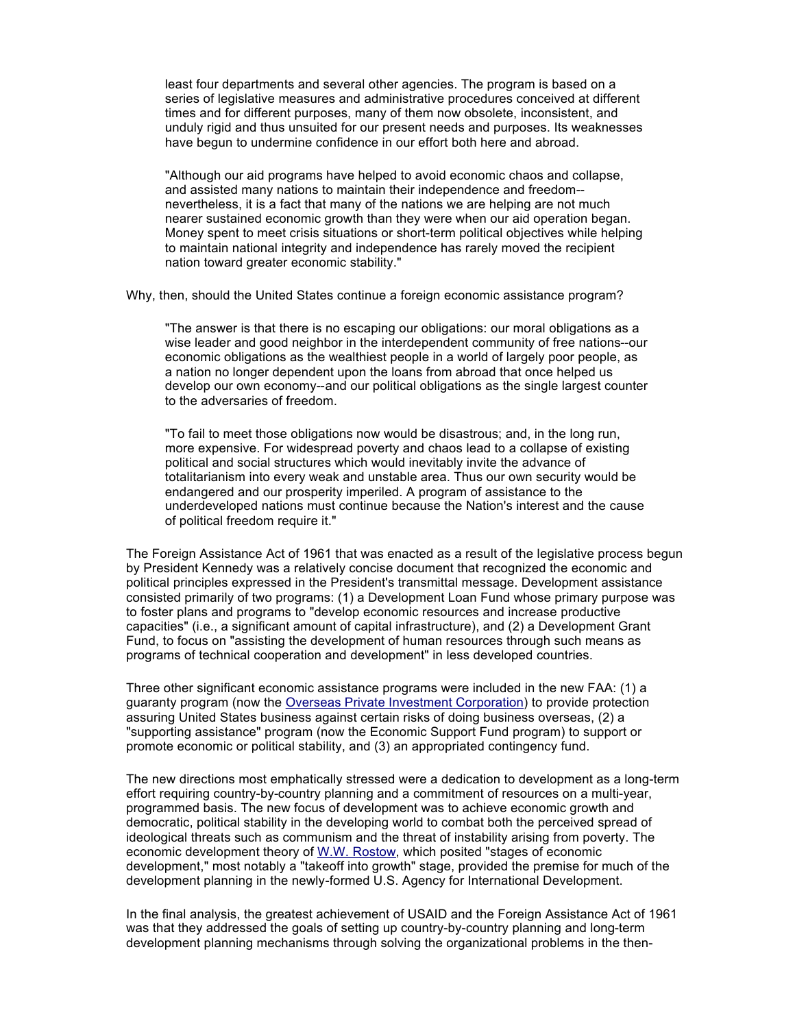> least four departments and several other agencies. The program is based on a series of legislative measures and administrative procedures conceived at different times and for different purposes, many of them now obsolete, inconsistent, and unduly rigid and thus unsuited for our present needs and purposes. Its weaknesses have begun to undermine confidence in our effort both here and abroad.
>
> "Although our aid programs have helped to avoid economic chaos and collapse, and assisted many nations to maintain their independence and freedom--nevertheless, it is a fact that many of the nations we are helping are not much nearer sustained economic growth than they were when our aid operation began. Money spent to meet crisis situations or short-term political objectives while helping to maintain national integrity and independence has rarely moved the recipient nation toward greater economic stability."

Why, then, should the United States continue a foreign economic assistance program?

> "The answer is that there is no escaping our obligations: our moral obligations as a wise leader and good neighbor in the interdependent community of free nations--our economic obligations as the wealthiest people in a world of largely poor people, as a nation no longer dependent upon the loans from abroad that once helped us develop our own economy--and our political obligations as the single largest counter to the adversaries of freedom.
>
> "To fail to meet those obligations now would be disastrous; and, in the long run, more expensive. For widespread poverty and chaos lead to a collapse of existing political and social structures which would inevitably invite the advance of totalitarianism into every weak and unstable area. Thus our own security would be endangered and our prosperity imperiled. A program of assistance to the underdeveloped nations must continue because the Nation's interest and the cause of political freedom require it."

The Foreign Assistance Act of 1961 that was enacted as a result of the legislative process begun by President Kennedy was a relatively concise document that recognized the economic and political principles expressed in the President's transmittal message. Development assistance consisted primarily of two programs: (1) a Development Loan Fund whose primary purpose was to foster plans and programs to "develop economic resources and increase productive capacities" (i.e., a significant amount of capital infrastructure), and (2) a Development Grant Fund, to focus on "assisting the development of human resources through such means as programs of technical cooperation and development" in less developed countries.

Three other significant economic assistance programs were included in the new FAA: (1) a guaranty program (now the Overseas Private Investment Corporation) to provide protection assuring United States business against certain risks of doing business overseas, (2) a "supporting assistance" program (now the Economic Support Fund program) to support or promote economic or political stability, and (3) an appropriated contingency fund.

The new directions most emphatically stressed were a dedication to development as a long-term effort requiring country-by-country planning and a commitment of resources on a multi-year, programmed basis. The new focus of development was to achieve economic growth and democratic, political stability in the developing world to combat both the perceived spread of ideological threats such as communism and the threat of instability arising from poverty. The economic development theory of W.W. Rostow, which posited "stages of economic development," most notably a "takeoff into growth" stage, provided the premise for much of the development planning in the newly-formed U.S. Agency for International Development.

In the final analysis, the greatest achievement of USAID and the Foreign Assistance Act of 1961 was that they addressed the goals of setting up country-by-country planning and long-term development planning mechanisms through solving the organizational problems in the then-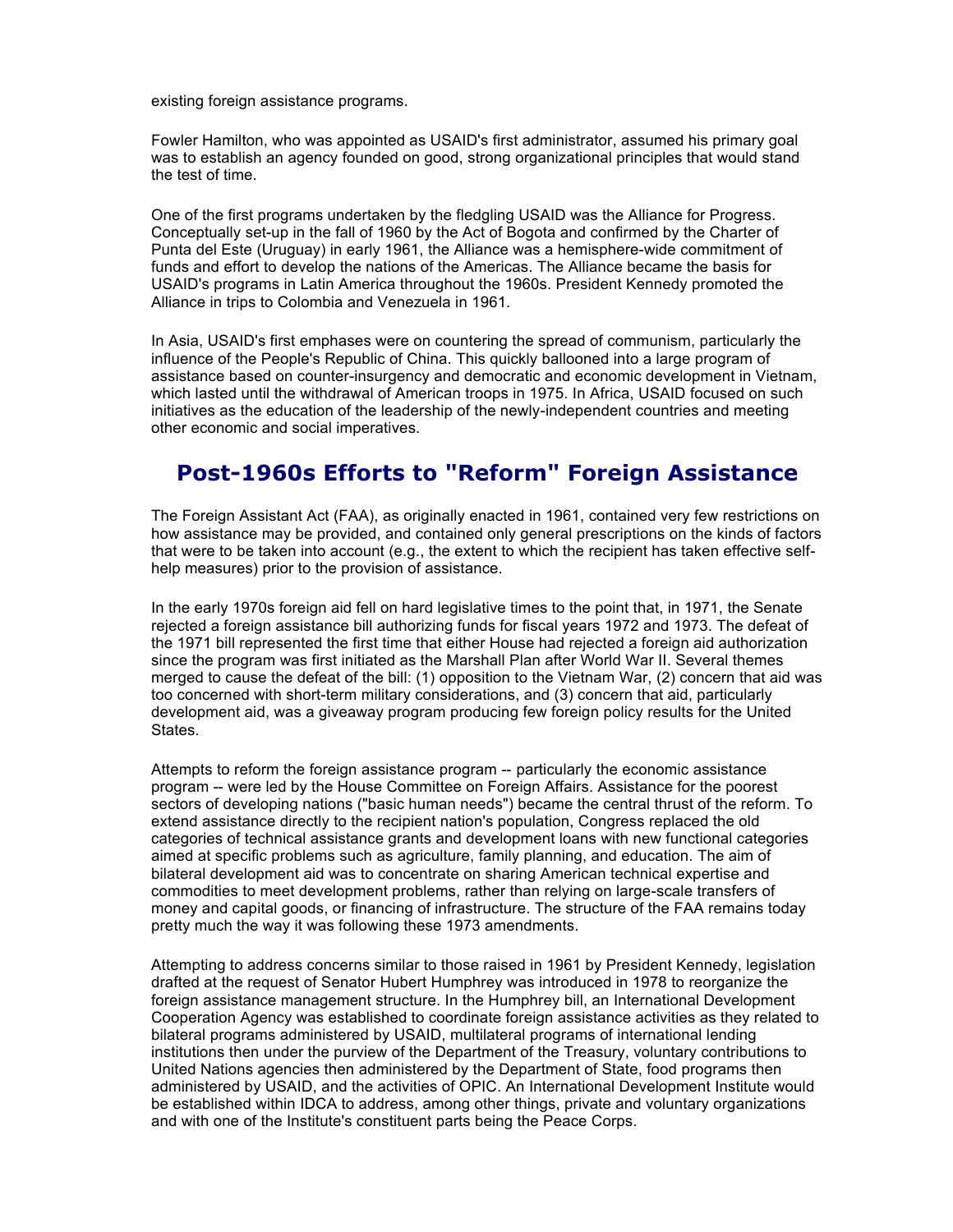existing foreign assistance programs.

Fowler Hamilton, who was appointed as USAID's first administrator, assumed his primary goal was to establish an agency founded on good, strong organizational principles that would stand the test of time.

One of the first programs undertaken by the fledgling USAID was the Alliance for Progress. Conceptually set-up in the fall of 1960 by the Act of Bogota and confirmed by the Charter of Punta del Este (Uruguay) in early 1961, the Alliance was a hemisphere-wide commitment of funds and effort to develop the nations of the Americas. The Alliance became the basis for USAID's programs in Latin America throughout the 1960s. President Kennedy promoted the Alliance in trips to Colombia and Venezuela in 1961.

In Asia, USAID's first emphases were on countering the spread of communism, particularly the influence of the People's Republic of China. This quickly ballooned into a large program of assistance based on counter-insurgency and democratic and economic development in Vietnam, which lasted until the withdrawal of American troops in 1975. In Africa, USAID focused on such initiatives as the education of the leadership of the newly-independent countries and meeting other economic and social imperatives.

## Post-1960s Efforts to "Reform" Foreign Assistance

The Foreign Assistant Act (FAA), as originally enacted in 1961, contained very few restrictions on how assistance may be provided, and contained only general prescriptions on the kinds of factors that were to be taken into account (e.g., the extent to which the recipient has taken effective self-help measures) prior to the provision of assistance.

In the early 1970s foreign aid fell on hard legislative times to the point that, in 1971, the Senate rejected a foreign assistance bill authorizing funds for fiscal years 1972 and 1973. The defeat of the 1971 bill represented the first time that either House had rejected a foreign aid authorization since the program was first initiated as the Marshall Plan after World War II. Several themes merged to cause the defeat of the bill: (1) opposition to the Vietnam War, (2) concern that aid was too concerned with short-term military considerations, and (3) concern that aid, particularly development aid, was a giveaway program producing few foreign policy results for the United States.

Attempts to reform the foreign assistance program -- particularly the economic assistance program -- were led by the House Committee on Foreign Affairs. Assistance for the poorest sectors of developing nations ("basic human needs") became the central thrust of the reform. To extend assistance directly to the recipient nation's population, Congress replaced the old categories of technical assistance grants and development loans with new functional categories aimed at specific problems such as agriculture, family planning, and education. The aim of bilateral development aid was to concentrate on sharing American technical expertise and commodities to meet development problems, rather than relying on large-scale transfers of money and capital goods, or financing of infrastructure. The structure of the FAA remains today pretty much the way it was following these 1973 amendments.

Attempting to address concerns similar to those raised in 1961 by President Kennedy, legislation drafted at the request of Senator Hubert Humphrey was introduced in 1978 to reorganize the foreign assistance management structure. In the Humphrey bill, an International Development Cooperation Agency was established to coordinate foreign assistance activities as they related to bilateral programs administered by USAID, multilateral programs of international lending institutions then under the purview of the Department of the Treasury, voluntary contributions to United Nations agencies then administered by the Department of State, food programs then administered by USAID, and the activities of OPIC. An International Development Institute would be established within IDCA to address, among other things, private and voluntary organizations and with one of the Institute's constituent parts being the Peace Corps.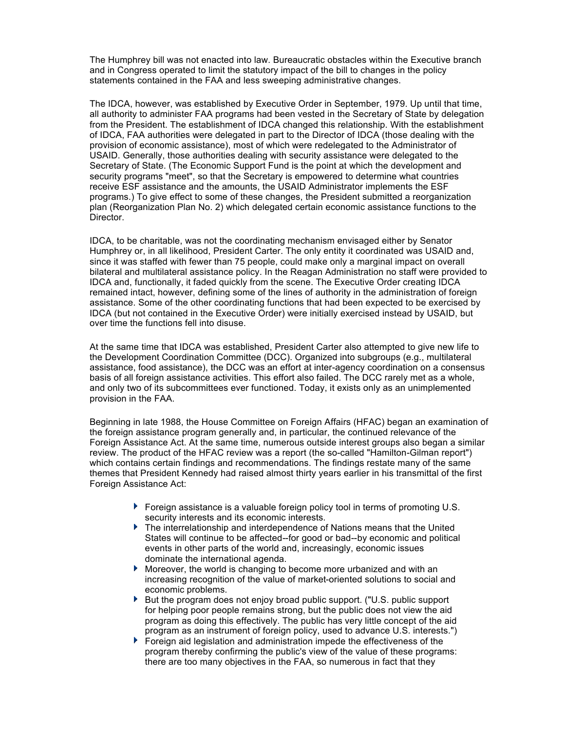The Humphrey bill was not enacted into law. Bureaucratic obstacles within the Executive branch and in Congress operated to limit the statutory impact of the bill to changes in the policy statements contained in the FAA and less sweeping administrative changes.

The IDCA, however, was established by Executive Order in September, 1979. Up until that time, all authority to administer FAA programs had been vested in the Secretary of State by delegation from the President. The establishment of IDCA changed this relationship. With the establishment of IDCA, FAA authorities were delegated in part to the Director of IDCA (those dealing with the provision of economic assistance), most of which were redelegated to the Administrator of USAID. Generally, those authorities dealing with security assistance were delegated to the Secretary of State. (The Economic Support Fund is the point at which the development and security programs "meet", so that the Secretary is empowered to determine what countries receive ESF assistance and the amounts, the USAID Administrator implements the ESF programs.) To give effect to some of these changes, the President submitted a reorganization plan (Reorganization Plan No. 2) which delegated certain economic assistance functions to the Director.

IDCA, to be charitable, was not the coordinating mechanism envisaged either by Senator Humphrey or, in all likelihood, President Carter. The only entity it coordinated was USAID and, since it was staffed with fewer than 75 people, could make only a marginal impact on overall bilateral and multilateral assistance policy. In the Reagan Administration no staff were provided to IDCA and, functionally, it faded quickly from the scene. The Executive Order creating IDCA remained intact, however, defining some of the lines of authority in the administration of foreign assistance. Some of the other coordinating functions that had been expected to be exercised by IDCA (but not contained in the Executive Order) were initially exercised instead by USAID, but over time the functions fell into disuse.

At the same time that IDCA was established, President Carter also attempted to give new life to the Development Coordination Committee (DCC). Organized into subgroups (e.g., multilateral assistance, food assistance), the DCC was an effort at inter-agency coordination on a consensus basis of all foreign assistance activities. This effort also failed. The DCC rarely met as a whole, and only two of its subcommittees ever functioned. Today, it exists only as an unimplemented provision in the FAA.

Beginning in late 1988, the House Committee on Foreign Affairs (HFAC) began an examination of the foreign assistance program generally and, in particular, the continued relevance of the Foreign Assistance Act. At the same time, numerous outside interest groups also began a similar review. The product of the HFAC review was a report (the so-called "Hamilton-Gilman report") which contains certain findings and recommendations. The findings restate many of the same themes that President Kennedy had raised almost thirty years earlier in his transmittal of the first Foreign Assistance Act:

- Foreign assistance is a valuable foreign policy tool in terms of promoting U.S. security interests and its economic interests.
- The interrelationship and interdependence of Nations means that the United States will continue to be affected--for good or bad--by economic and political events in other parts of the world and, increasingly, economic issues dominate the international agenda.
- Moreover, the world is changing to become more urbanized and with an increasing recognition of the value of market-oriented solutions to social and economic problems.
- But the program does not enjoy broad public support. ("U.S. public support for helping poor people remains strong, but the public does not view the aid program as doing this effectively. The public has very little concept of the aid program as an instrument of foreign policy, used to advance U.S. interests.")
- Foreign aid legislation and administration impede the effectiveness of the program thereby confirming the public's view of the value of these programs: there are too many objectives in the FAA, so numerous in fact that they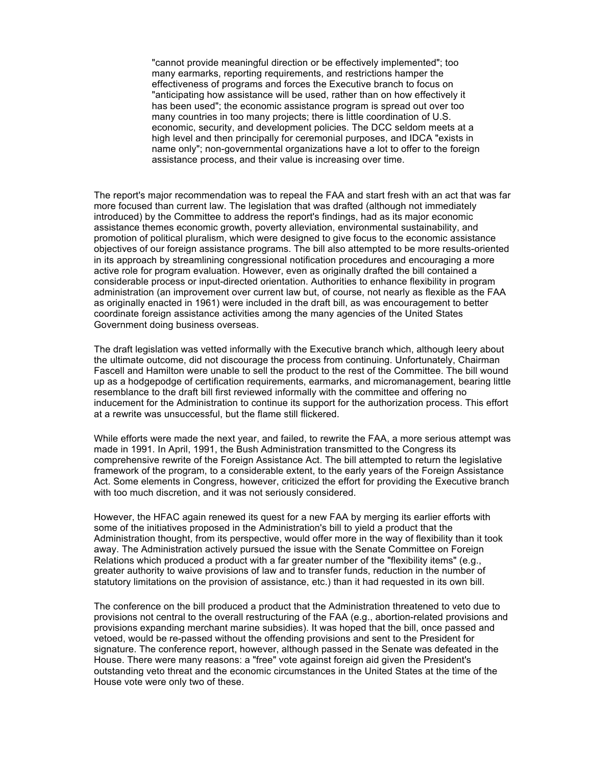"cannot provide meaningful direction or be effectively implemented"; too many earmarks, reporting requirements, and restrictions hamper the effectiveness of programs and forces the Executive branch to focus on "anticipating how assistance will be used, rather than on how effectively it has been used"; the economic assistance program is spread out over too many countries in too many projects; there is little coordination of U.S. economic, security, and development policies. The DCC seldom meets at a high level and then principally for ceremonial purposes, and IDCA "exists in name only"; non-governmental organizations have a lot to offer to the foreign assistance process, and their value is increasing over time.

The report's major recommendation was to repeal the FAA and start fresh with an act that was far more focused than current law. The legislation that was drafted (although not immediately introduced) by the Committee to address the report's findings, had as its major economic assistance themes economic growth, poverty alleviation, environmental sustainability, and promotion of political pluralism, which were designed to give focus to the economic assistance objectives of our foreign assistance programs. The bill also attempted to be more results-oriented in its approach by streamlining congressional notification procedures and encouraging a more active role for program evaluation. However, even as originally drafted the bill contained a considerable process or input-directed orientation. Authorities to enhance flexibility in program administration (an improvement over current law but, of course, not nearly as flexible as the FAA as originally enacted in 1961) were included in the draft bill, as was encouragement to better coordinate foreign assistance activities among the many agencies of the United States Government doing business overseas.

The draft legislation was vetted informally with the Executive branch which, although leery about the ultimate outcome, did not discourage the process from continuing. Unfortunately, Chairman Fascell and Hamilton were unable to sell the product to the rest of the Committee. The bill wound up as a hodgepodge of certification requirements, earmarks, and micromanagement, bearing little resemblance to the draft bill first reviewed informally with the committee and offering no inducement for the Administration to continue its support for the authorization process. This effort at a rewrite was unsuccessful, but the flame still flickered.

While efforts were made the next year, and failed, to rewrite the FAA, a more serious attempt was made in 1991. In April, 1991, the Bush Administration transmitted to the Congress its comprehensive rewrite of the Foreign Assistance Act. The bill attempted to return the legislative framework of the program, to a considerable extent, to the early years of the Foreign Assistance Act. Some elements in Congress, however, criticized the effort for providing the Executive branch with too much discretion, and it was not seriously considered.

However, the HFAC again renewed its quest for a new FAA by merging its earlier efforts with some of the initiatives proposed in the Administration's bill to yield a product that the Administration thought, from its perspective, would offer more in the way of flexibility than it took away. The Administration actively pursued the issue with the Senate Committee on Foreign Relations which produced a product with a far greater number of the "flexibility items" (e.g., greater authority to waive provisions of law and to transfer funds, reduction in the number of statutory limitations on the provision of assistance, etc.) than it had requested in its own bill.

The conference on the bill produced a product that the Administration threatened to veto due to provisions not central to the overall restructuring of the FAA (e.g., abortion-related provisions and provisions expanding merchant marine subsidies). It was hoped that the bill, once passed and vetoed, would be re-passed without the offending provisions and sent to the President for signature. The conference report, however, although passed in the Senate was defeated in the House. There were many reasons: a "free" vote against foreign aid given the President's outstanding veto threat and the economic circumstances in the United States at the time of the House vote were only two of these.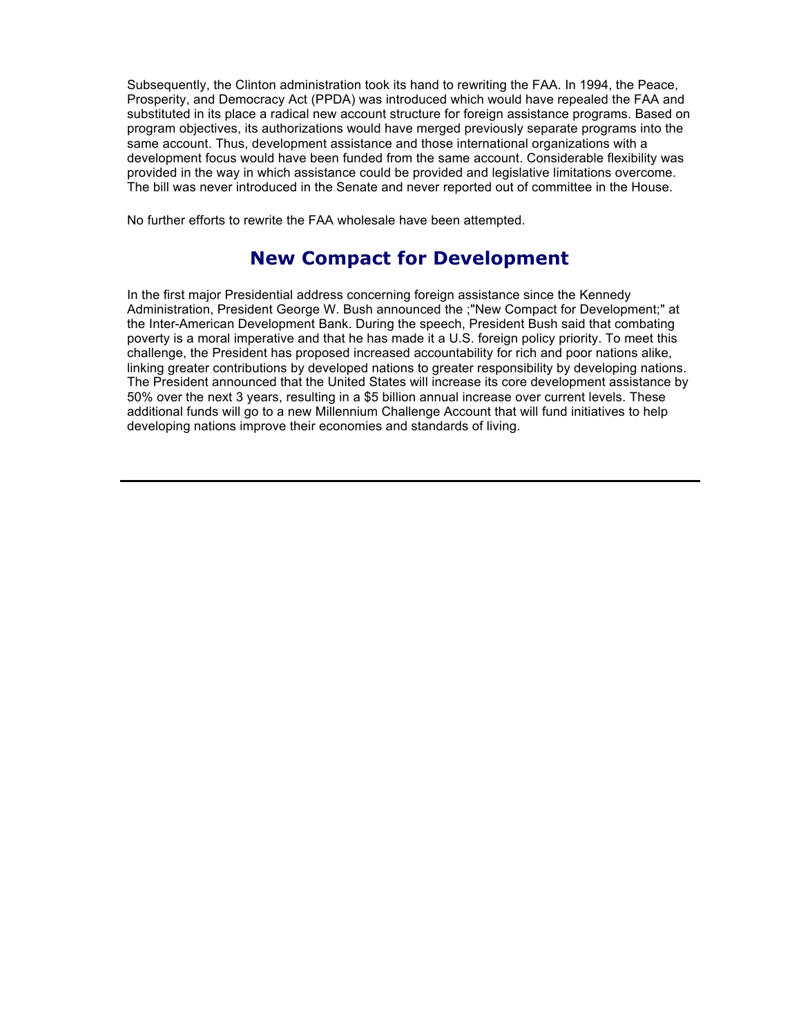Subsequently, the Clinton administration took its hand to rewriting the FAA. In 1994, the Peace, Prosperity, and Democracy Act (PPDA) was introduced which would have repealed the FAA and substituted in its place a radical new account structure for foreign assistance programs. Based on program objectives, its authorizations would have merged previously separate programs into the same account. Thus, development assistance and those international organizations with a development focus would have been funded from the same account. Considerable flexibility was provided in the way in which assistance could be provided and legislative limitations overcome. The bill was never introduced in the Senate and never reported out of committee in the House.

No further efforts to rewrite the FAA wholesale have been attempted.

## New Compact for Development

In the first major Presidential address concerning foreign assistance since the Kennedy Administration, President George W. Bush announced the ;"New Compact for Development;" at the Inter-American Development Bank. During the speech, President Bush said that combating poverty is a moral imperative and that he has made it a U.S. foreign policy priority. To meet this challenge, the President has proposed increased accountability for rich and poor nations alike, linking greater contributions by developed nations to greater responsibility by developing nations. The President announced that the United States will increase its core development assistance by 50% over the next 3 years, resulting in a $5 billion annual increase over current levels. These additional funds will go to a new Millennium Challenge Account that will fund initiatives to help developing nations improve their economies and standards of living.

---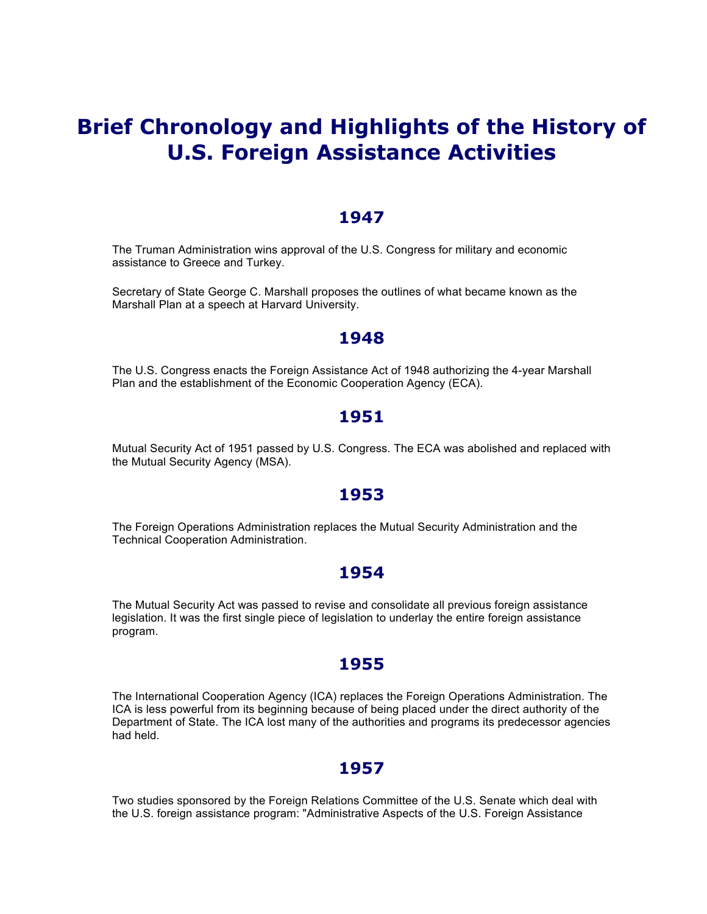# Brief Chronology and Highlights of the History of U.S. Foreign Assistance Activities

## 1947

The Truman Administration wins approval of the U.S. Congress for military and economic assistance to Greece and Turkey.

Secretary of State George C. Marshall proposes the outlines of what became known as the Marshall Plan at a speech at Harvard University.

## 1948

The U.S. Congress enacts the Foreign Assistance Act of 1948 authorizing the 4-year Marshall Plan and the establishment of the Economic Cooperation Agency (ECA).

## 1951

Mutual Security Act of 1951 passed by U.S. Congress. The ECA was abolished and replaced with the Mutual Security Agency (MSA).

## 1953

The Foreign Operations Administration replaces the Mutual Security Administration and the Technical Cooperation Administration.

## 1954

The Mutual Security Act was passed to revise and consolidate all previous foreign assistance legislation. It was the first single piece of legislation to underlay the entire foreign assistance program.

## 1955

The International Cooperation Agency (ICA) replaces the Foreign Operations Administration. The ICA is less powerful from its beginning because of being placed under the direct authority of the Department of State. The ICA lost many of the authorities and programs its predecessor agencies had held.

## 1957

Two studies sponsored by the Foreign Relations Committee of the U.S. Senate which deal with the U.S. foreign assistance program: "Administrative Aspects of the U.S. Foreign Assistance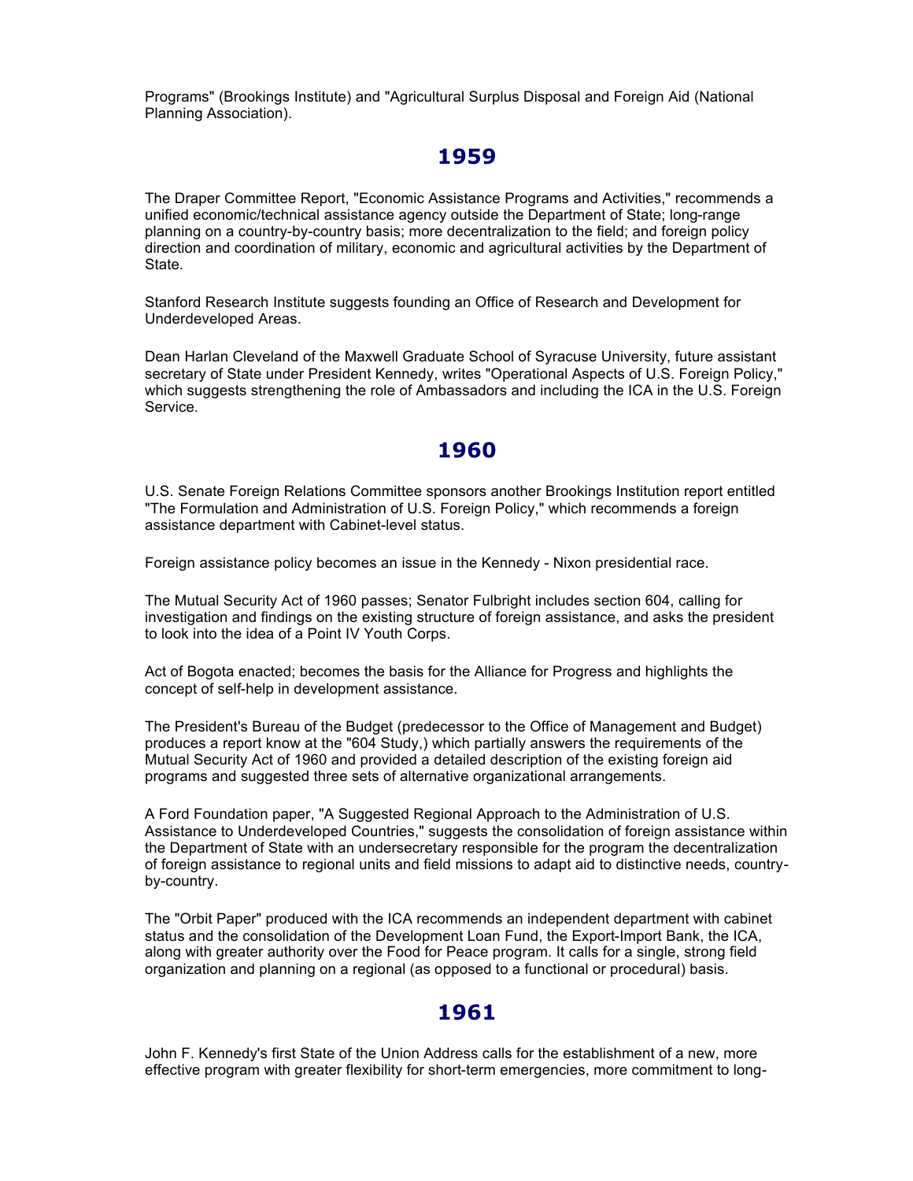Programs" (Brookings Institute) and "Agricultural Surplus Disposal and Foreign Aid (National Planning Association).

## 1959

The Draper Committee Report, "Economic Assistance Programs and Activities," recommends a unified economic/technical assistance agency outside the Department of State; long-range planning on a country-by-country basis; more decentralization to the field; and foreign policy direction and coordination of military, economic and agricultural activities by the Department of State.

Stanford Research Institute suggests founding an Office of Research and Development for Underdeveloped Areas.

Dean Harlan Cleveland of the Maxwell Graduate School of Syracuse University, future assistant secretary of State under President Kennedy, writes "Operational Aspects of U.S. Foreign Policy," which suggests strengthening the role of Ambassadors and including the ICA in the U.S. Foreign Service.

## 1960

U.S. Senate Foreign Relations Committee sponsors another Brookings Institution report entitled "The Formulation and Administration of U.S. Foreign Policy," which recommends a foreign assistance department with Cabinet-level status.

Foreign assistance policy becomes an issue in the Kennedy - Nixon presidential race.

The Mutual Security Act of 1960 passes; Senator Fulbright includes section 604, calling for investigation and findings on the existing structure of foreign assistance, and asks the president to look into the idea of a Point IV Youth Corps.

Act of Bogota enacted; becomes the basis for the Alliance for Progress and highlights the concept of self-help in development assistance.

The President's Bureau of the Budget (predecessor to the Office of Management and Budget) produces a report know at the "604 Study,) which partially answers the requirements of the Mutual Security Act of 1960 and provided a detailed description of the existing foreign aid programs and suggested three sets of alternative organizational arrangements.

A Ford Foundation paper, "A Suggested Regional Approach to the Administration of U.S. Assistance to Underdeveloped Countries," suggests the consolidation of foreign assistance within the Department of State with an undersecretary responsible for the program the decentralization of foreign assistance to regional units and field missions to adapt aid to distinctive needs, country-by-country.

The "Orbit Paper" produced with the ICA recommends an independent department with cabinet status and the consolidation of the Development Loan Fund, the Export-Import Bank, the ICA, along with greater authority over the Food for Peace program. It calls for a single, strong field organization and planning on a regional (as opposed to a functional or procedural) basis.

## 1961

John F. Kennedy's first State of the Union Address calls for the establishment of a new, more effective program with greater flexibility for short-term emergencies, more commitment to long-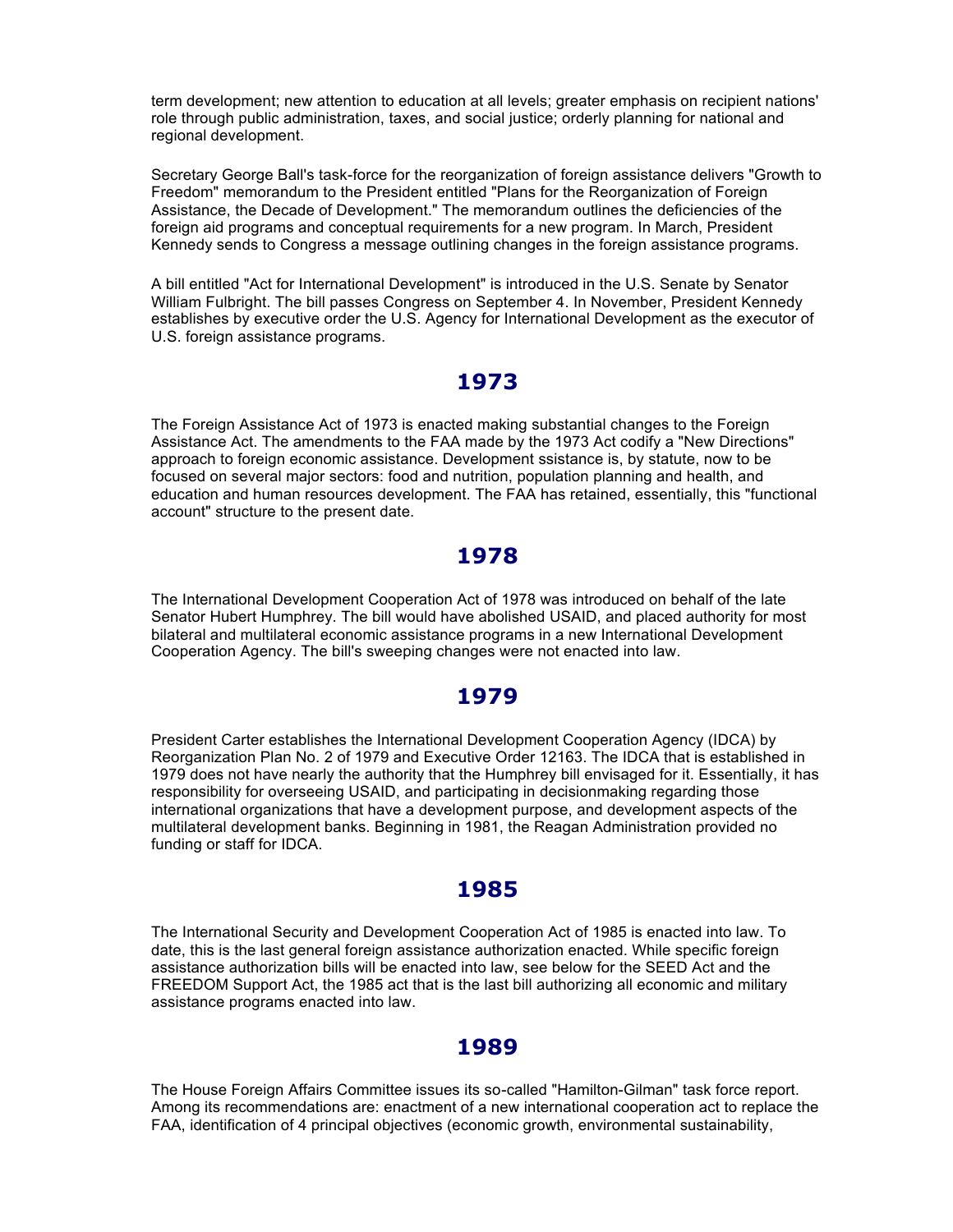term development; new attention to education at all levels; greater emphasis on recipient nations' role through public administration, taxes, and social justice; orderly planning for national and regional development.

Secretary George Ball's task-force for the reorganization of foreign assistance delivers "Growth to Freedom" memorandum to the President entitled "Plans for the Reorganization of Foreign Assistance, the Decade of Development." The memorandum outlines the deficiencies of the foreign aid programs and conceptual requirements for a new program. In March, President Kennedy sends to Congress a message outlining changes in the foreign assistance programs.

A bill entitled "Act for International Development" is introduced in the U.S. Senate by Senator William Fulbright. The bill passes Congress on September 4. In November, President Kennedy establishes by executive order the U.S. Agency for International Development as the executor of U.S. foreign assistance programs.

## 1973

The Foreign Assistance Act of 1973 is enacted making substantial changes to the Foreign Assistance Act. The amendments to the FAA made by the 1973 Act codify a "New Directions" approach to foreign economic assistance. Development ssistance is, by statute, now to be focused on several major sectors: food and nutrition, population planning and health, and education and human resources development. The FAA has retained, essentially, this "functional account" structure to the present date.

## 1978

The International Development Cooperation Act of 1978 was introduced on behalf of the late Senator Hubert Humphrey. The bill would have abolished USAID, and placed authority for most bilateral and multilateral economic assistance programs in a new International Development Cooperation Agency. The bill's sweeping changes were not enacted into law.

## 1979

President Carter establishes the International Development Cooperation Agency (IDCA) by Reorganization Plan No. 2 of 1979 and Executive Order 12163. The IDCA that is established in 1979 does not have nearly the authority that the Humphrey bill envisaged for it. Essentially, it has responsibility for overseeing USAID, and participating in decisionmaking regarding those international organizations that have a development purpose, and development aspects of the multilateral development banks. Beginning in 1981, the Reagan Administration provided no funding or staff for IDCA.

## 1985

The International Security and Development Cooperation Act of 1985 is enacted into law. To date, this is the last general foreign assistance authorization enacted. While specific foreign assistance authorization bills will be enacted into law, see below for the SEED Act and the FREEDOM Support Act, the 1985 act that is the last bill authorizing all economic and military assistance programs enacted into law.

## 1989

The House Foreign Affairs Committee issues its so-called "Hamilton-Gilman" task force report. Among its recommendations are: enactment of a new international cooperation act to replace the FAA, identification of 4 principal objectives (economic growth, environmental sustainability,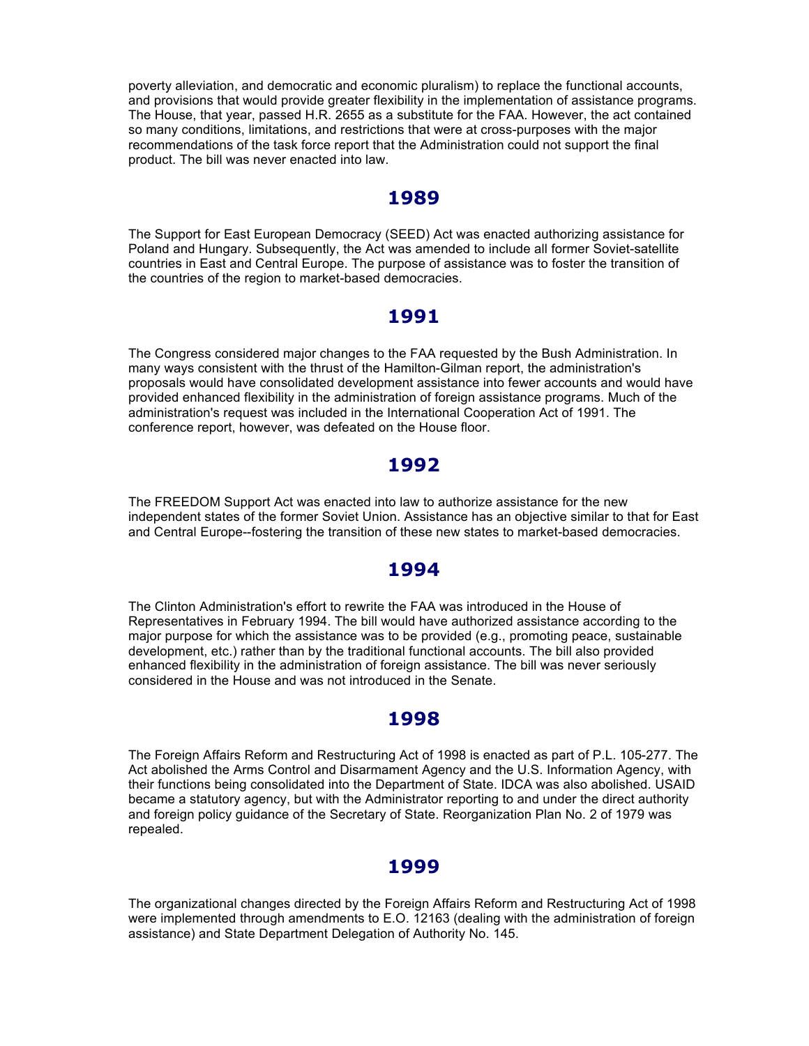poverty alleviation, and democratic and economic pluralism) to replace the functional accounts, and provisions that would provide greater flexibility in the implementation of assistance programs. The House, that year, passed H.R. 2655 as a substitute for the FAA. However, the act contained so many conditions, limitations, and restrictions that were at cross-purposes with the major recommendations of the task force report that the Administration could not support the final product. The bill was never enacted into law.

## 1989

The Support for East European Democracy (SEED) Act was enacted authorizing assistance for Poland and Hungary. Subsequently, the Act was amended to include all former Soviet-satellite countries in East and Central Europe. The purpose of assistance was to foster the transition of the countries of the region to market-based democracies.

## 1991

The Congress considered major changes to the FAA requested by the Bush Administration. In many ways consistent with the thrust of the Hamilton-Gilman report, the administration's proposals would have consolidated development assistance into fewer accounts and would have provided enhanced flexibility in the administration of foreign assistance programs. Much of the administration's request was included in the International Cooperation Act of 1991. The conference report, however, was defeated on the House floor.

## 1992

The FREEDOM Support Act was enacted into law to authorize assistance for the new independent states of the former Soviet Union. Assistance has an objective similar to that for East and Central Europe--fostering the transition of these new states to market-based democracies.

## 1994

The Clinton Administration's effort to rewrite the FAA was introduced in the House of Representatives in February 1994. The bill would have authorized assistance according to the major purpose for which the assistance was to be provided (e.g., promoting peace, sustainable development, etc.) rather than by the traditional functional accounts. The bill also provided enhanced flexibility in the administration of foreign assistance. The bill was never seriously considered in the House and was not introduced in the Senate.

## 1998

The Foreign Affairs Reform and Restructuring Act of 1998 is enacted as part of P.L. 105-277. The Act abolished the Arms Control and Disarmament Agency and the U.S. Information Agency, with their functions being consolidated into the Department of State. IDCA was also abolished. USAID became a statutory agency, but with the Administrator reporting to and under the direct authority and foreign policy guidance of the Secretary of State. Reorganization Plan No. 2 of 1979 was repealed.

## 1999

The organizational changes directed by the Foreign Affairs Reform and Restructuring Act of 1998 were implemented through amendments to E.O. 12163 (dealing with the administration of foreign assistance) and State Department Delegation of Authority No. 145.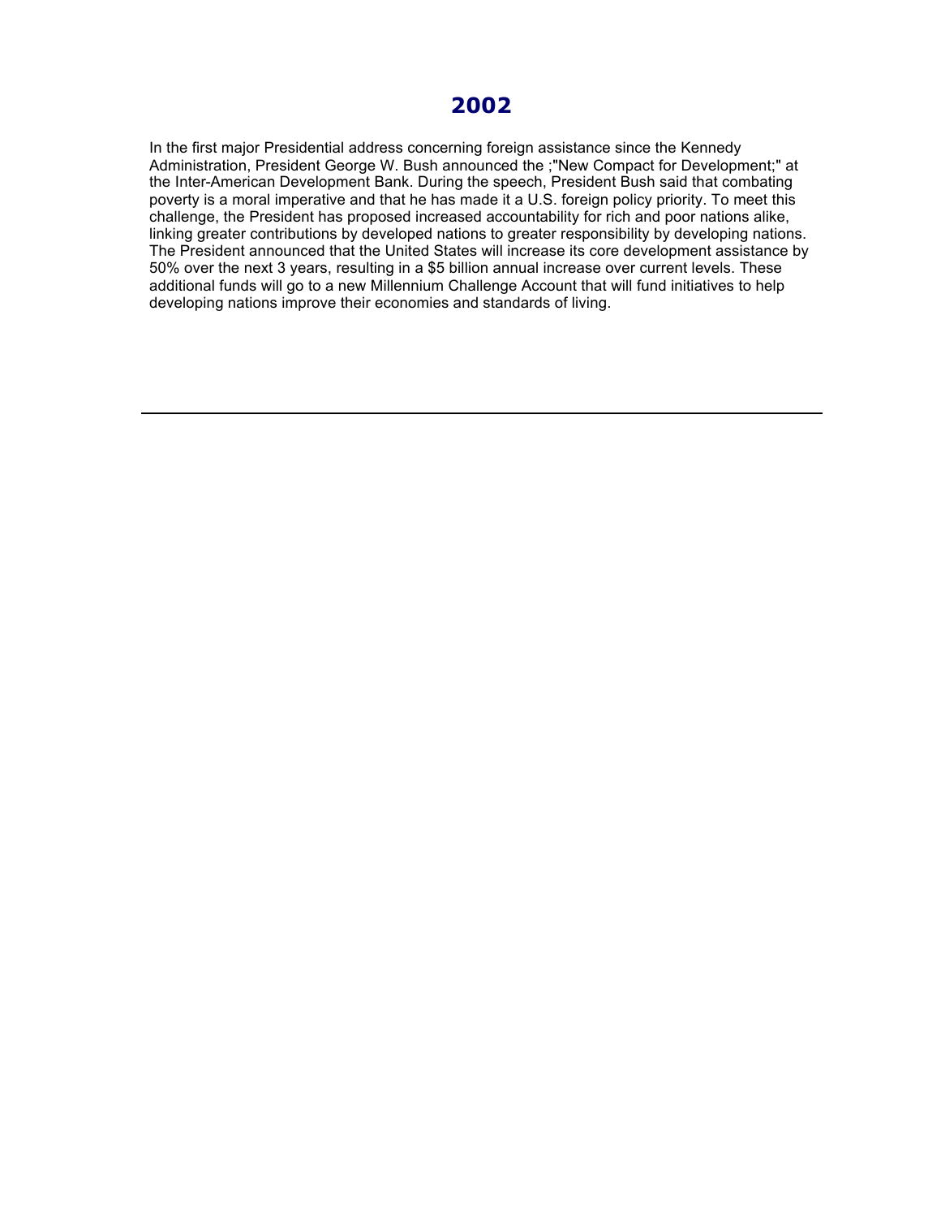## 2002

In the first major Presidential address concerning foreign assistance since the Kennedy Administration, President George W. Bush announced the ;"New Compact for Development;" at the Inter-American Development Bank. During the speech, President Bush said that combating poverty is a moral imperative and that he has made it a U.S. foreign policy priority. To meet this challenge, the President has proposed increased accountability for rich and poor nations alike, linking greater contributions by developed nations to greater responsibility by developing nations. The President announced that the United States will increase its core development assistance by 50% over the next 3 years, resulting in a $5 billion annual increase over current levels. These additional funds will go to a new Millennium Challenge Account that will fund initiatives to help developing nations improve their economies and standards of living.

---